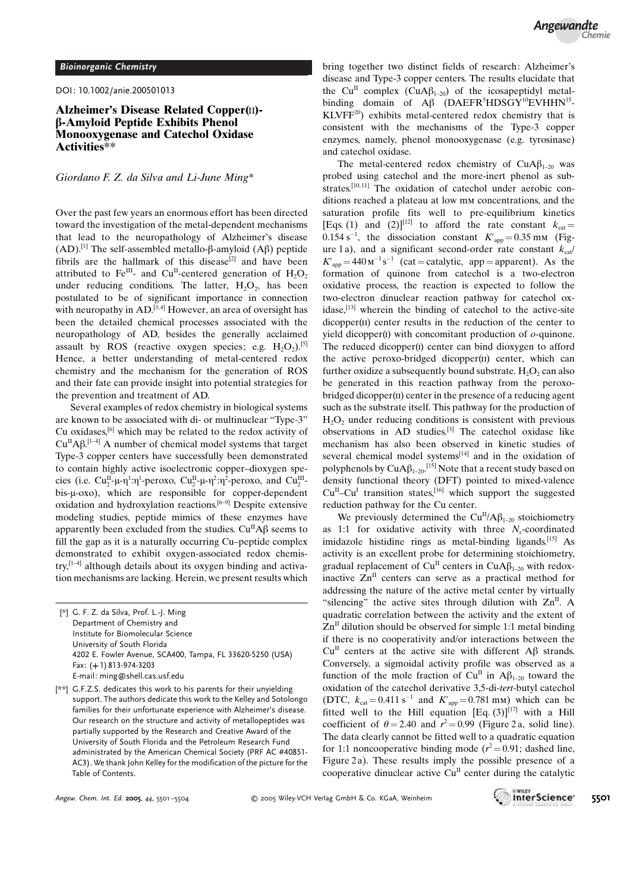*Bioinorganic Chemistry*

DOI: 10.1002/anie.200501013

# Alzheimer's Disease Related Copper(II)-β-Amyloid Peptide Exhibits Phenol Monooxygenase and Catechol Oxidase Activities[**]

*Giordano F. Z. da Silva and Li-June Ming**

Over the past few years an enormous effort has been directed toward the investigation of the metal-dependent mechanisms that lead to the neuropathology of Alzheimer's disease (AD).[1] The self-assembled metallo-β-amyloid (Aβ) peptide fibrils are the hallmark of this disease[2] and have been attributed to $Fe^{III}$- and $Cu^{II}$-centered generation of $H_2O_2$ under reducing conditions. The latter, $H_2O_2$, has been postulated to be of significant importance in connection with neuropathy in AD.[3,4] However, an area of oversight has been the detailed chemical processes associated with the neuropathology of AD, besides the generally acclaimed assault by ROS (reactive oxygen species; e.g. $H_2O_2$).[5] Hence, a better understanding of metal-centered redox chemistry and the mechanism for the generation of ROS and their fate can provide insight into potential strategies for the prevention and treatment of AD.

Several examples of redox chemistry in biological systems are known to be associated with di- or multinuclear "Type-3" Cu oxidases,[6] which may be related to the redox activity of $Cu^{II}A\beta$.[1–4] A number of chemical model systems that target Type-3 copper centers have successfully been demonstrated to contain highly active isoelectronic copper–dioxygen species (i.e. $Cu^{II}_2$-μ-η$^1$:η$^1$-peroxo, $Cu^{II}_2$-μ-η$^2$:η$^2$-peroxo, and $Cu^{III}_2$-bis-μ-oxo), which are responsible for copper-dependent oxidation and hydroxylation reactions.[6–9] Despite extensive modeling studies, peptide mimics of these enzymes have apparently been excluded from the studies. $Cu^{II}A\beta$ seems to fill the gap as it is a naturally occurring Cu–peptide complex demonstrated to exhibit oxygen-associated redox chemistry,[1–4] although details about its oxygen binding and activation mechanisms are lacking. Herein, we present results which bring together two distinct fields of research: Alzheimer's disease and Type-3 copper centers. The results elucidate that the $Cu^{II}$ complex ($CuA\beta_{1-20}$) of the icosapeptidyl metal-binding domain of Aβ (DAEFR[5]HDSGY[10]EVHHN[15]KLVFF[20]) exhibits metal-centered redox chemistry that is consistent with the mechanisms of the Type-3 copper enzymes, namely, phenol monooxygenase (e.g. tyrosinase) and catechol oxidase.

The metal-centered redox chemistry of $CuA\beta_{1-20}$ was probed using catechol and the more-inert phenol as substrates.[10,11] The oxidation of catechol under aerobic conditions reached a plateau at low mM concentrations, and the saturation profile fits well to pre-equilibrium kinetics [Eqs. (1) and (2)][12] to afford the rate constant $k_{cat} = 0.154\,s^{-1}$, the dissociation constant $K'_{app} = 0.35$ mM (Figure 1a), and a significant second-order rate constant $k_{cat}/K'_{app} = 440\,M^{-1}s^{-1}$ (cat = catalytic, app = apparent). As the formation of quinone from catechol is a two-electron oxidative process, the reaction is expected to follow the two-electron dinuclear reaction pathway for catechol oxidase,[13] wherein the binding of catechol to the active-site dicopper(II) center results in the reduction of the center to yield dicopper(I) with concomitant production of *o*-quinone. The reduced dicopper(I) center can bind dioxygen to afford the active peroxo-bridged dicopper(II) center, which can further oxidize a subsequently bound substrate. $H_2O_2$ can also be generated in this reaction pathway from the peroxo-bridged dicopper(II) center in the presence of a reducing agent such as the substrate itself. This pathway for the production of $H_2O_2$ under reducing conditions is consistent with previous observations in AD studies.[3] The catechol oxidase like mechanism has also been observed in kinetic studies of several chemical model systems[14] and in the oxidation of polyphenols by $CuA\beta_{1-20}$.[15] Note that a recent study based on density functional theory (DFT) pointed to mixed-valence $Cu^{II}$–$Cu^{I}$ transition states,[16] which support the suggested reduction pathway for the Cu center.

We previously determined the $Cu^{II}/A\beta_{1-20}$ stoichiometry as 1:1 for oxidative activity with three $N_\varepsilon$-coordinated imidazole histidine rings as metal-binding ligands.[15] As activity is an excellent probe for determining stoichiometry, gradual replacement of $Cu^{II}$ centers in $CuA\beta_{1-20}$ with redox-inactive $Zn^{II}$ centers can serve as a practical method for addressing the nature of the active metal center by virtually "silencing" the active sites through dilution with $Zn^{II}$. A quadratic correlation between the activity and the extent of $Zn^{II}$ dilution should be observed for simple 1:1 metal binding if there is no cooperativity and/or interactions between the $Cu^{II}$ centers at the active site with different Aβ strands. Conversely, a sigmoidal activity profile was observed as a function of the mole fraction of $Cu^{II}$ in $A\beta_{1-20}$ toward the oxidation of the catechol derivative 3,5-di-*tert*-butyl catechol (DTC, $k_{cat} = 0.411\,s^{-1}$ and $K'_{app} = 0.781$ mM) which can be fitted well to the Hill equation [Eq. (3)][17] with a Hill coefficient of $\theta = 2.40$ and $r^2 = 0.99$ (Figure 2a, solid line). The data clearly cannot be fitted well to a quadratic equation for 1:1 noncooperative binding mode ($r^2 = 0.91$; dashed line, Figure 2a). These results imply the possible presence of a cooperative dinuclear active $Cu^{II}$ center during the catalytic

---

[*] G. F. Z. da Silva, Prof. L.-J. Ming
Department of Chemistry and
Institute for Biomolecular Science
University of South Florida
4202 E. Fowler Avenue, SCA400, Tampa, FL 33620-5250 (USA)
Fax: (+1) 813-974-3203
E-mail: ming@shell.cas.usf.edu

[**] G.F.Z.S. dedicates this work to his parents for their unyielding support. The authors dedicate this work to the Kelley and Sotolongo families for their unfortunate experience with Alzheimer's disease. Our research on the structure and activity of metallopeptides was partially supported by the Research and Creative Award of the University of South Florida and the Petroleum Research Fund administrated by the American Chemical Society (PRF AC #40851-AC3). We thank John Kelley for the modification of the picture for the Table of Contents.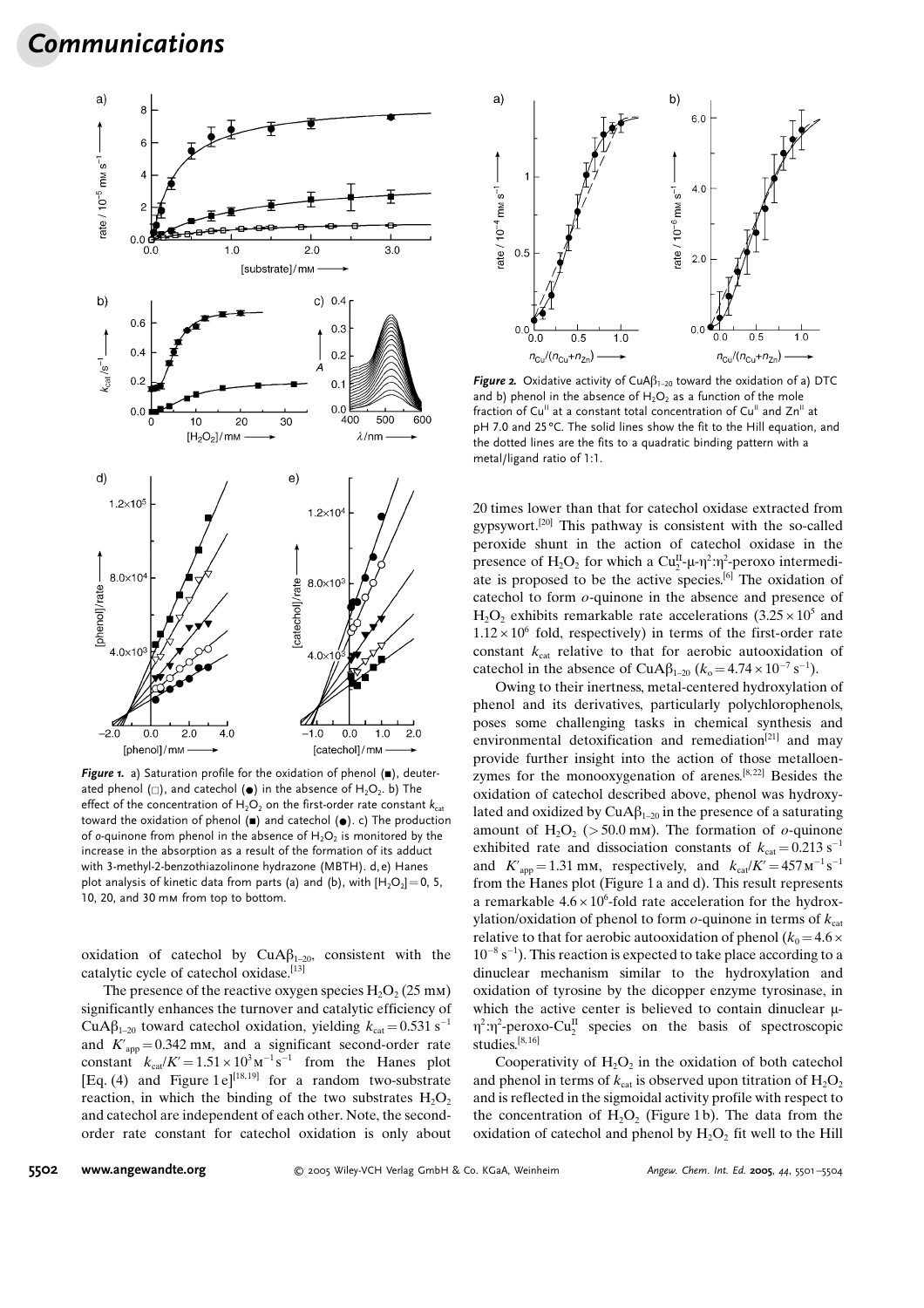**Figure 1.** a) Saturation profile for the oxidation of phenol (■), deuterated phenol (□), and catechol (●) in the absence of $H_2O_2$. b) The effect of the concentration of $H_2O_2$ on the first-order rate constant $k_{cat}$ toward the oxidation of phenol (■) and catechol (●). c) The production of *o*-quinone from phenol in the absence of $H_2O_2$ is monitored by the increase in the absorption as a result of the formation of its adduct with 3-methyl-2-benzothiazolinone hydrazone (MBTH). d, e) Hanes plot analysis of kinetic data from parts (a) and (b), with $[H_2O_2] = 0$, 5, 10, 20, and 30 mM from top to bottom.

**Figure 2.** Oxidative activity of $CuA\beta_{1-20}$ toward the oxidation of a) DTC and b) phenol in the absence of $H_2O_2$ as a function of the mole fraction of $Cu^{II}$ at a constant total concentration of $Cu^{II}$ and $Zn^{II}$ at pH 7.0 and 25 °C. The solid lines show the fit to the Hill equation, and the dotted lines are the fits to a quadratic binding pattern with a metal/ligand ratio of 1:1.

oxidation of catechol by $CuA\beta_{1-20}$, consistent with the catalytic cycle of catechol oxidase.[13]

The presence of the reactive oxygen species $H_2O_2$ (25 mM) significantly enhances the turnover and catalytic efficiency of $CuA\beta_{1-20}$ toward catechol oxidation, yielding $k_{cat} = 0.531\ s^{-1}$ and $K'_{app} = 0.342$ mM, and a significant second-order rate constant $k_{cat}/K' = 1.51 \times 10^3\ M^{-1}s^{-1}$ from the Hanes plot [Eq. (4) and Figure 1e][18,19] for a random two-substrate reaction, in which the binding of the two substrates $H_2O_2$ and catechol are independent of each other. Note, the second-order rate constant for catechol oxidation is only about 20 times lower than that for catechol oxidase extracted from gypsywort.[20] This pathway is consistent with the so-called peroxide shunt in the action of catechol oxidase in the presence of $H_2O_2$ for which a $Cu^{II}_2$-μ-$\eta^2$:$\eta^2$-peroxo intermediate is proposed to be the active species.[6] The oxidation of catechol to form *o*-quinone in the absence and presence of $H_2O_2$ exhibits remarkable rate accelerations ($3.25 \times 10^5$ and $1.12 \times 10^6$ fold, respectively) in terms of the first-order rate constant $k_{cat}$ relative to that for aerobic autooxidation of catechol in the absence of $CuA\beta_{1-20}$ ($k_o = 4.74 \times 10^{-7}\ s^{-1}$).

Owing to their inertness, metal-centered hydroxylation of phenol and its derivatives, particularly polychlorophenols, poses some challenging tasks in chemical synthesis and environmental detoxification and remediation[21] and may provide further insight into the action of those metalloenzymes for the monooxygenation of arenes.[8,22] Besides the oxidation of catechol described above, phenol was hydroxylated and oxidized by $CuA\beta_{1-20}$ in the presence of a saturating amount of $H_2O_2$ (> 50.0 mM). The formation of *o*-quinone exhibited rate and dissociation constants of $k_{cat} = 0.213\ s^{-1}$ and $K'_{app} = 1.31$ mM, respectively, and $k_{cat}/K' = 457\ M^{-1}s^{-1}$ from the Hanes plot (Figure 1a and d). This result represents a remarkable $4.6 \times 10^6$-fold rate acceleration for the hydroxylation/oxidation of phenol to form *o*-quinone in terms of $k_{cat}$ relative to that for aerobic autooxidation of phenol ($k_0 = 4.6 \times 10^{-8}\ s^{-1}$). This reaction is expected to take place according to a dinuclear mechanism similar to the hydroxylation and oxidation of tyrosine by the dicopper enzyme tyrosinase, in which the active center is believed to contain dinuclear μ-$\eta^2$:$\eta^2$-peroxo-$Cu^{II}_2$ species on the basis of spectroscopic studies.[8,16]

Cooperativity of $H_2O_2$ in the oxidation of both catechol and phenol in terms of $k_{cat}$ is observed upon titration of $H_2O_2$ and is reflected in the sigmoidal activity profile with respect to the concentration of $H_2O_2$ (Figure 1b). The data from the oxidation of catechol and phenol by $H_2O_2$ fit well to the Hill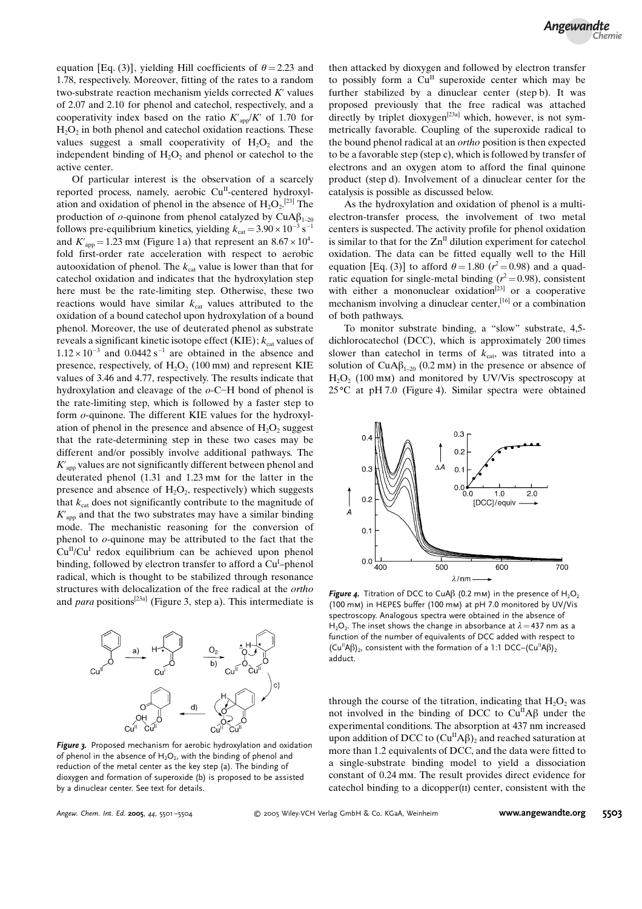equation [Eq. (3)], yielding Hill coefficients of $\theta = 2.23$ and 1.78, respectively. Moreover, fitting of the rates to a random two-substrate reaction mechanism yields corrected $K'$ values of 2.07 and 2.10 for phenol and catechol, respectively, and a cooperativity index based on the ratio $K'_{app}/K'$ of 1.70 for $H_2O_2$ in both phenol and catechol oxidation reactions. These values suggest a small cooperativity of $H_2O_2$ and the independent binding of $H_2O_2$ and phenol or catechol to the active center.

Of particular interest is the observation of a scarcely reported process, namely, aerobic $Cu^{II}$-centered hydroxylation and oxidation of phenol in the absence of $H_2O_2$.[23] The production of *o*-quinone from phenol catalyzed by $CuA\beta_{1-20}$ follows pre-equilibrium kinetics, yielding $k_{cat} = 3.90 \times 10^{-3}\ s^{-1}$ and $K'_{app} = 1.23$ mM (Figure 1a) that represent an $8.67 \times 10^4$-fold first-order rate acceleration with respect to aerobic autooxidation of phenol. The $k_{cat}$ value is lower than that for catechol oxidation and indicates that the hydroxylation step here must be the rate-limiting step. Otherwise, these two reactions would have similar $k_{cat}$ values attributed to the oxidation of a bound catechol upon hydroxylation of a bound phenol. Moreover, the use of deuterated phenol as substrate reveals a significant kinetic isotope effect (KIE); $k_{cat}$ values of $1.12 \times 10^{-3}$ and $0.0442\ s^{-1}$ are obtained in the absence and presence, respectively, of $H_2O_2$ (100 mM) and represent KIE values of 3.46 and 4.77, respectively. The results indicate that hydroxylation and cleavage of the *o*-C–H bond of phenol is the rate-limiting step, which is followed by a faster step to form *o*-quinone. The different KIE values for the hydroxylation of phenol in the presence and absence of $H_2O_2$ suggest that the rate-determining step in these two cases may be different and/or possibly involve additional pathways. The $K'_{app}$ values are not significantly different between phenol and deuterated phenol (1.31 and 1.23 mM for the latter in the presence and absence of $H_2O_2$, respectively) which suggests that $k_{cat}$ does not significantly contribute to the magnitude of $K'_{app}$ and that the two substrates may have a similar binding mode. The mechanistic reasoning for the conversion of phenol to *o*-quinone may be attributed to the fact that the $Cu^{II}/Cu^{I}$ redox equilibrium can be achieved upon phenol binding, followed by electron transfer to afford a $Cu^{I}$–phenol radical, which is thought to be stabilized through resonance structures with delocalization of the free radical at the *ortho* and *para* positions[23a] (Figure 3, step a). This intermediate is then attacked by dioxygen and followed by electron transfer to possibly form a $Cu^{II}$ superoxide center which may be further stabilized by a dinuclear center (step b). It was proposed previously that the free radical was attached directly by triplet dioxygen[23a] which, however, is not symmetrically favorable. Coupling of the superoxide radical to the bound phenol radical at an *ortho* position is then expected to be a favorable step (step c), which is followed by transfer of electrons and an oxygen atom to afford the final quinone product (step d). Involvement of a dinuclear center for the catalysis is possible as discussed below.

**Figure 3.** Proposed mechanism for aerobic hydroxylation and oxidation of phenol in the absence of $H_2O_2$, with the binding of phenol and reduction of the metal center as the key step (a). The binding of dioxygen and formation of superoxide (b) is proposed to be assisted by a dinuclear center. See text for details.

As the hydroxylation and oxidation of phenol is a multi-electron-transfer process, the involvement of two metal centers is suspected. The activity profile for phenol oxidation is similar to that for the $Zn^{II}$ dilution experiment for catechol oxidation. The data can be fitted equally well to the Hill equation [Eq. (3)] to afford $\theta = 1.80$ ($r^2 = 0.98$) and a quadratic equation for single-metal binding ($r^2 = 0.98$), consistent with either a mononuclear oxidation[23] or a cooperative mechanism involving a dinuclear center,[16] or a combination of both pathways.

To monitor substrate binding, a "slow" substrate, 4,5-dichlorocatechol (DCC), which is approximately 200 times slower than catechol in terms of $k_{cat}$, was titrated into a solution of $CuA\beta_{1-20}$ (0.2 mM) in the presence or absence of $H_2O_2$ (100 mM) and monitored by UV/Vis spectroscopy at 25 °C at pH 7.0 (Figure 4). Similar spectra were obtained through the course of the titration, indicating that $H_2O_2$ was not involved in the binding of DCC to $Cu^{II}A\beta$ under the experimental conditions. The absorption at 437 nm increased upon addition of DCC to $(Cu^{II}A\beta)_2$ and reached saturation at more than 1.2 equivalents of DCC, and the data were fitted to a single-substrate binding model to yield a dissociation constant of 0.24 mM. The result provides direct evidence for catechol binding to a dicopper(II) center, consistent with the

**Figure 4.** Titration of DCC to CuAβ (0.2 mM) in the presence of $H_2O_2$ (100 mM) in HEPES buffer (100 mM) at pH 7.0 monitored by UV/Vis spectroscopy. Analogous spectra were obtained in the absence of $H_2O_2$. The inset shows the change in absorbance at $\lambda = 437$ nm as a function of the number of equivalents of DCC added with respect to $(Cu^{II}A\beta)_2$, consistent with the formation of a 1:1 DCC–$(Cu^{II}A\beta)_2$ adduct.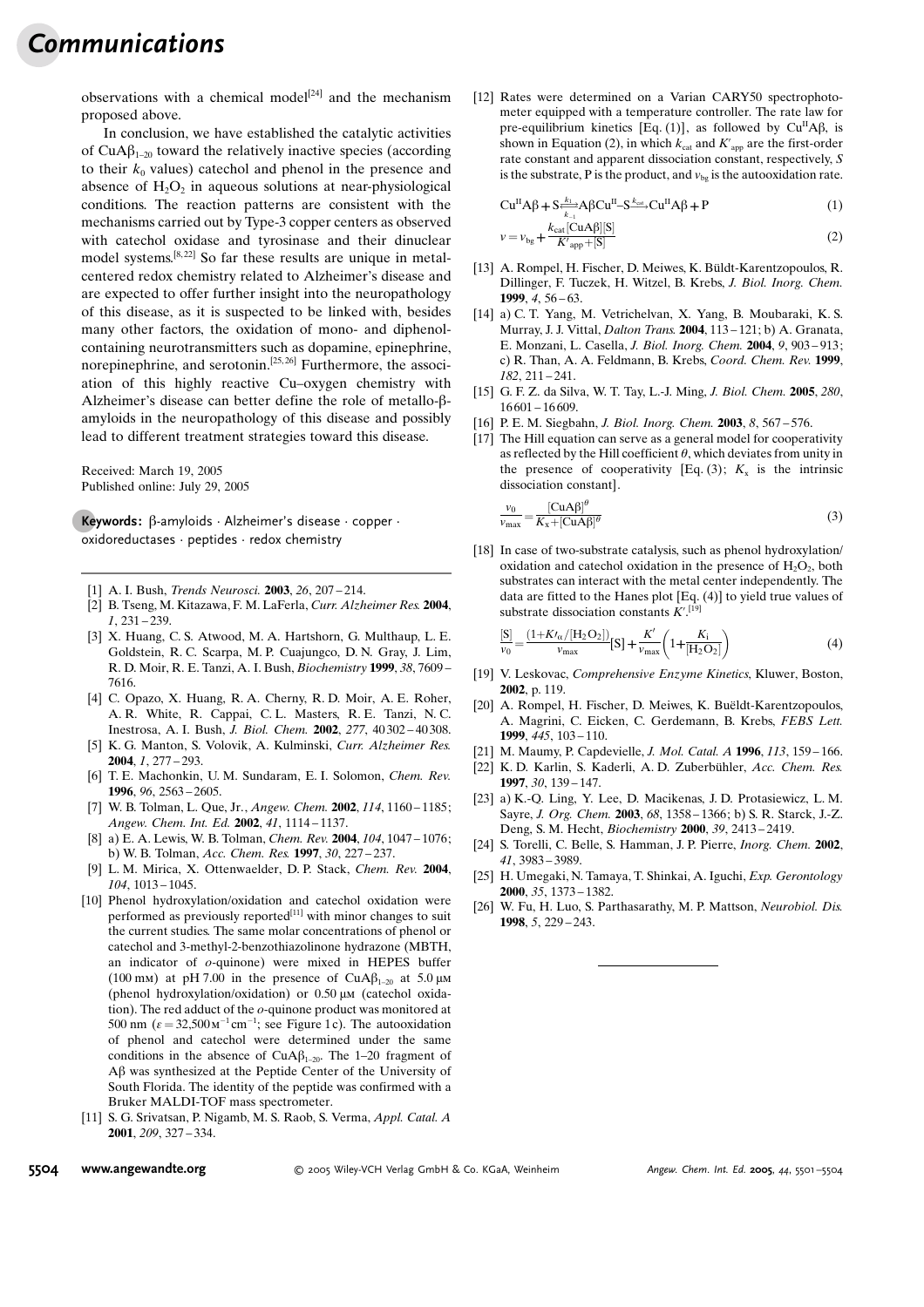observations with a chemical model[24] and the mechanism proposed above.

In conclusion, we have established the catalytic activities of $CuA\beta_{1-20}$ toward the relatively inactive species (according to their $k_0$ values) catechol and phenol in the presence and absence of $H_2O_2$ in aqueous solutions at near-physiological conditions. The reaction patterns are consistent with the mechanisms carried out by Type-3 copper centers as observed with catechol oxidase and tyrosinase and their dinuclear model systems.[8,22] So far these results are unique in metal-centered redox chemistry related to Alzheimer's disease and are expected to offer further insight into the neuropathology of this disease, as it is suspected to be linked with, besides many other factors, the oxidation of mono- and diphenol-containing neurotransmitters such as dopamine, epinephrine, norepinephrine, and serotonin.[25,26] Furthermore, the association of this highly reactive Cu–oxygen chemistry with Alzheimer's disease can better define the role of metallo-β-amyloids in the neuropathology of this disease and possibly lead to different treatment strategies toward this disease.

Received: March 19, 2005
Published online: July 29, 2005

**Keywords:** β-amyloids · Alzheimer's disease · copper · oxidoreductases · peptides · redox chemistry

---

[1] A. I. Bush, *Trends Neurosci.* **2003**, *26*, 207–214.

[2] B. Tseng, M. Kitazawa, F. M. LaFerla, *Curr. Alzheimer Res.* **2004**, *1*, 231–239.

[3] X. Huang, C. S. Atwood, M. A. Hartshorn, G. Multhaup, L. E. Goldstein, R. C. Scarpa, M. P. Cuajungco, D. N. Gray, J. Lim, R. D. Moir, R. E. Tanzi, A. I. Bush, *Biochemistry* **1999**, *38*, 7609–7616.

[4] C. Opazo, X. Huang, R. A. Cherny, R. D. Moir, A. E. Roher, A. R. White, R. Cappai, C. L. Masters, R. E. Tanzi, N. C. Inestrosa, A. I. Bush, *J. Biol. Chem.* **2002**, *277*, 40302–40308.

[5] K. G. Manton, S. Volovik, A. Kulminski, *Curr. Alzheimer Res.* **2004**, *1*, 277–293.

[6] T. E. Machonkin, U. M. Sundaram, E. I. Solomon, *Chem. Rev.* **1996**, *96*, 2563–2605.

[7] W. B. Tolman, L. Que, Jr., *Angew. Chem.* **2002**, *114*, 1160–1185; *Angew. Chem. Int. Ed.* **2002**, *41*, 1114–1137.

[8] a) E. A. Lewis, W. B. Tolman, *Chem. Rev.* **2004**, *104*, 1047–1076; b) W. B. Tolman, *Acc. Chem. Res.* **1997**, *30*, 227–237.

[9] L. M. Mirica, X. Ottenwaelder, D. P. Stack, *Chem. Rev.* **2004**, *104*, 1013–1045.

[10] Phenol hydroxylation/oxidation and catechol oxidation were performed as previously reported[11] with minor changes to suit the current studies. The same molar concentrations of phenol or catechol and 3-methyl-2-benzothiazolinone hydrazone (MBTH, an indicator of *o*-quinone) were mixed in HEPES buffer (100 mM) at pH 7.00 in the presence of $CuA\beta_{1-20}$ at 5.0 μM (phenol hydroxylation/oxidation) or 0.50 μM (catechol oxidation). The red adduct of the *o*-quinone product was monitored at 500 nm ($\varepsilon = 32{,}500\,M^{-1}cm^{-1}$; see Figure 1c). The autooxidation of phenol and catechol were determined under the same conditions in the absence of $CuA\beta_{1-20}$. The 1–20 fragment of Aβ was synthesized at the Peptide Center of the University of South Florida. The identity of the peptide was confirmed with a Bruker MALDI-TOF mass spectrometer.

[11] S. G. Srivatsan, P. Nigamb, M. S. Raob, S. Verma, *Appl. Catal. A* **2001**, *209*, 327–334.

[12] Rates were determined on a Varian CARY50 spectrophotometer equipped with a temperature controller. The rate law for pre-equilibrium kinetics [Eq. (1)], as followed by $Cu^{II}A\beta$, is shown in Equation (2), in which $k_{cat}$ and $K'_{app}$ are the first-order rate constant and apparent dissociation constant, respectively, *S* is the substrate, P is the product, and $v_{bg}$ is the autooxidation rate.

$$Cu^{II}A\beta + S \underset{k_{-1}}{\overset{k_1}{\rightleftharpoons}} A\beta Cu^{II}\text{–}S \xrightarrow{k_{cat}} Cu^{II}A\beta + P \tag{1}$$

$$v = v_{bg} + \frac{k_{cat}[CuA\beta][S]}{K'_{app} + [S]} \tag{2}$$

[13] A. Rompel, H. Fischer, D. Meiwes, K. Büldt-Karentzopoulos, R. Dillinger, F. Tuczek, H. Witzel, B. Krebs, *J. Biol. Inorg. Chem.* **1999**, *4*, 56–63.

[14] a) C. T. Yang, M. Vetrichelvan, X. Yang, B. Moubaraki, K. S. Murray, J. J. Vittal, *Dalton Trans.* **2004**, 113–121; b) A. Granata, E. Monzani, L. Casella, *J. Biol. Inorg. Chem.* **2004**, *9*, 903–913; c) R. Than, A. A. Feldmann, B. Krebs, *Coord. Chem. Rev.* **1999**, *182*, 211–241.

[15] G. F. Z. da Silva, W. T. Tay, L.-J. Ming, *J. Biol. Chem.* **2005**, *280*, 16601–16609.

[16] P. E. M. Siegbahn, *J. Biol. Inorg. Chem.* **2003**, *8*, 567–576.

[17] The Hill equation can serve as a general model for cooperativity as reflected by the Hill coefficient $\theta$, which deviates from unity in the presence of cooperativity [Eq. (3); $K_x$ is the intrinsic dissociation constant].

$$\frac{v_0}{v_{max}} = \frac{[CuA\beta]^{\theta}}{K_x + [CuA\beta]^{\theta}} \tag{3}$$

[18] In case of two-substrate catalysis, such as phenol hydroxylation/oxidation and catechol oxidation in the presence of $H_2O_2$, both substrates can interact with the metal center independently. The data are fitted to the Hanes plot [Eq. (4)] to yield true values of substrate dissociation constants $K'$.[19]

$$\frac{[S]}{v_0} = \frac{(1 + K'_{\alpha}/[H_2O_2])}{v_{max}}[S] + \frac{K'}{v_{max}}\left(1 + \frac{K_i}{[H_2O_2]}\right) \tag{4}$$

[19] V. Leskovac, *Comprehensive Enzyme Kinetics*, Kluwer, Boston, **2002**, p. 119.

[20] A. Rompel, H. Fischer, D. Meiwes, K. Buëldt-Karentzopoulos, A. Magrini, C. Eicken, C. Gerdemann, B. Krebs, *FEBS Lett.* **1999**, *445*, 103–110.

[21] M. Maumy, P. Capdevielle, *J. Mol. Catal. A* **1996**, *113*, 159–166.

[22] K. D. Karlin, S. Kaderli, A. D. Zuberbühler, *Acc. Chem. Res.* **1997**, *30*, 139–147.

[23] a) K.-Q. Ling, Y. Lee, D. Macikenas, J. D. Protasiewicz, L. M. Sayre, *J. Org. Chem.* **2003**, *68*, 1358–1366; b) S. R. Starck, J.-Z. Deng, S. M. Hecht, *Biochemistry* **2000**, *39*, 2413–2419.

[24] S. Torelli, C. Belle, S. Hamman, J. P. Pierre, *Inorg. Chem.* **2002**, *41*, 3983–3989.

[25] H. Umegaki, N. Tamaya, T. Shinkai, A. Iguchi, *Exp. Gerontology* **2000**, *35*, 1373–1382.

[26] W. Fu, H. Luo, S. Parthasarathy, M. P. Mattson, *Neurobiol. Dis.* **1998**, *5*, 229–243.